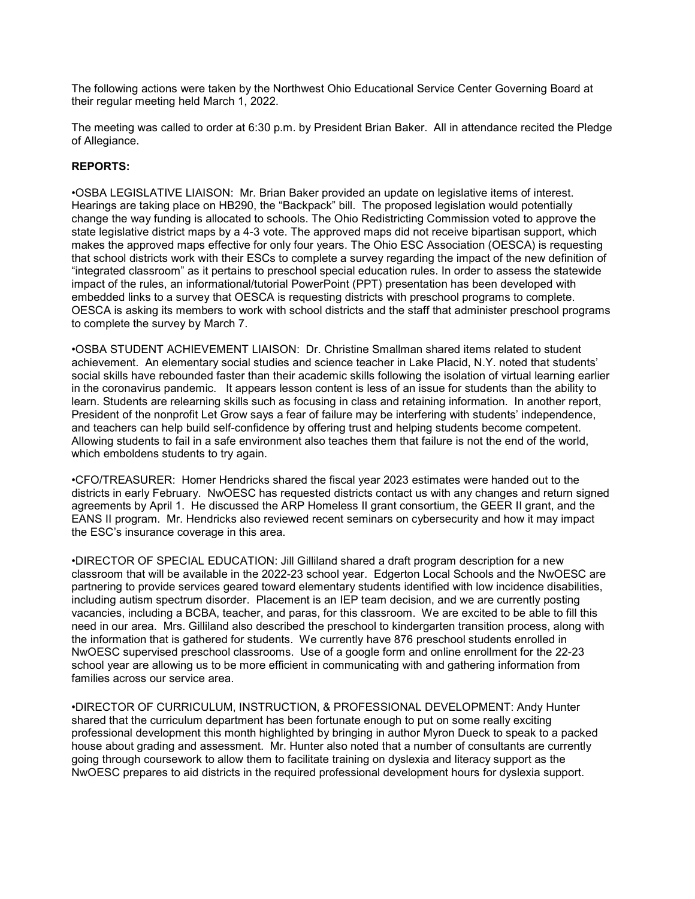The following actions were taken by the Northwest Ohio Educational Service Center Governing Board at their regular meeting held March 1, 2022.

The meeting was called to order at 6:30 p.m. by President Brian Baker. All in attendance recited the Pledge of Allegiance.

**REPORTS:**

•OSBA LEGISLATIVE LIAISON: Mr. Brian Baker provided an update on legislative items of interest. Hearings are taking place on HB290, the "Backpack" bill. The proposed legislation would potentially change the way funding is allocated to schools. The Ohio Redistricting Commission voted to approve the state legislative district maps by a 4-3 vote. The approved maps did not receive bipartisan support, which makes the approved maps effective for only four years. The Ohio ESC Association (OESCA) is requesting that school districts work with their ESCs to complete a survey regarding the impact of the new definition of "integrated classroom" as it pertains to preschool special education rules. In order to assess the statewide impact of the rules, an informational/tutorial PowerPoint (PPT) presentation has been developed with embedded links to a survey that OESCA is requesting districts with preschool programs to complete. OESCA is asking its members to work with school districts and the staff that administer preschool programs to complete the survey by March 7.

•OSBA STUDENT ACHIEVEMENT LIAISON: Dr. Christine Smallman shared items related to student achievement. An elementary social studies and science teacher in Lake Placid, N.Y. noted that students' social skills have rebounded faster than their academic skills following the isolation of virtual learning earlier in the coronavirus pandemic. It appears lesson content is less of an issue for students than the ability to learn. Students are relearning skills such as focusing in class and retaining information. In another report, President of the nonprofit Let Grow says a fear of failure may be interfering with students' independence, and teachers can help build self-confidence by offering trust and helping students become competent. Allowing students to fail in a safe environment also teaches them that failure is not the end of the world, which emboldens students to try again.

•CFO/TREASURER: Homer Hendricks shared the fiscal year 2023 estimates were handed out to the districts in early February. NwOESC has requested districts contact us with any changes and return signed agreements by April 1. He discussed the ARP Homeless II grant consortium, the GEER II grant, and the EANS II program. Mr. Hendricks also reviewed recent seminars on cybersecurity and how it may impact the ESC's insurance coverage in this area.

•DIRECTOR OF SPECIAL EDUCATION: Jill Gilliland shared a draft program description for a new classroom that will be available in the 2022-23 school year. Edgerton Local Schools and the NwOESC are partnering to provide services geared toward elementary students identified with low incidence disabilities, including autism spectrum disorder. Placement is an IEP team decision, and we are currently posting vacancies, including a BCBA, teacher, and paras, for this classroom. We are excited to be able to fill this need in our area. Mrs. Gilliland also described the preschool to kindergarten transition process, along with the information that is gathered for students. We currently have 876 preschool students enrolled in NwOESC supervised preschool classrooms. Use of a google form and online enrollment for the 22-23 school year are allowing us to be more efficient in communicating with and gathering information from families across our service area.

•DIRECTOR OF CURRICULUM, INSTRUCTION, & PROFESSIONAL DEVELOPMENT: Andy Hunter shared that the curriculum department has been fortunate enough to put on some really exciting professional development this month highlighted by bringing in author Myron Dueck to speak to a packed house about grading and assessment. Mr. Hunter also noted that a number of consultants are currently going through coursework to allow them to facilitate training on dyslexia and literacy support as the NwOESC prepares to aid districts in the required professional development hours for dyslexia support.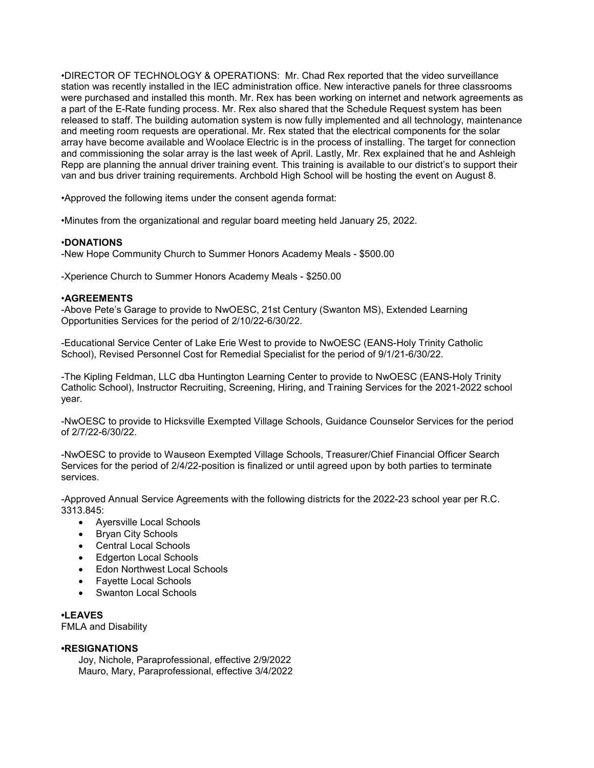•DIRECTOR OF TECHNOLOGY & OPERATIONS: Mr. Chad Rex reported that the video surveillance station was recently installed in the IEC administration office. New interactive panels for three classrooms were purchased and installed this month. Mr. Rex has been working on internet and network agreements as a part of the E-Rate funding process. Mr. Rex also shared that the Schedule Request system has been released to staff. The building automation system is now fully implemented and all technology, maintenance and meeting room requests are operational. Mr. Rex stated that the electrical components for the solar array have become available and Woolace Electric is in the process of installing. The target for connection and commissioning the solar array is the last week of April. Lastly, Mr. Rex explained that he and Ashleigh Repp are planning the annual driver training event. This training is available to our district's to support their van and bus driver training requirements. Archbold High School will be hosting the event on August 8.

•Approved the following items under the consent agenda format:

•Minutes from the organizational and regular board meeting held January 25, 2022.

**•DONATIONS**

-New Hope Community Church to Summer Honors Academy Meals - $500.00

-Xperience Church to Summer Honors Academy Meals - $250.00

**•AGREEMENTS**

-Above Pete's Garage to provide to NwOESC, 21st Century (Swanton MS), Extended Learning Opportunities Services for the period of 2/10/22-6/30/22.

-Educational Service Center of Lake Erie West to provide to NwOESC (EANS-Holy Trinity Catholic School), Revised Personnel Cost for Remedial Specialist for the period of 9/1/21-6/30/22.

-The Kipling Feldman, LLC dba Huntington Learning Center to provide to NwOESC (EANS-Holy Trinity Catholic School), Instructor Recruiting, Screening, Hiring, and Training Services for the 2021-2022 school year.

-NwOESC to provide to Hicksville Exempted Village Schools, Guidance Counselor Services for the period of 2/7/22-6/30/22.

-NwOESC to provide to Wauseon Exempted Village Schools, Treasurer/Chief Financial Officer Search Services for the period of 2/4/22-position is finalized or until agreed upon by both parties to terminate services.

-Approved Annual Service Agreements with the following districts for the 2022-23 school year per R.C. 3313.845:

- Ayersville Local Schools
- Bryan City Schools
- Central Local Schools
- Edgerton Local Schools
- Edon Northwest Local Schools
- Fayette Local Schools
- Swanton Local Schools

**•LEAVES**

FMLA and Disability

**•RESIGNATIONS**

Joy, Nichole, Paraprofessional, effective 2/9/2022
Mauro, Mary, Paraprofessional, effective 3/4/2022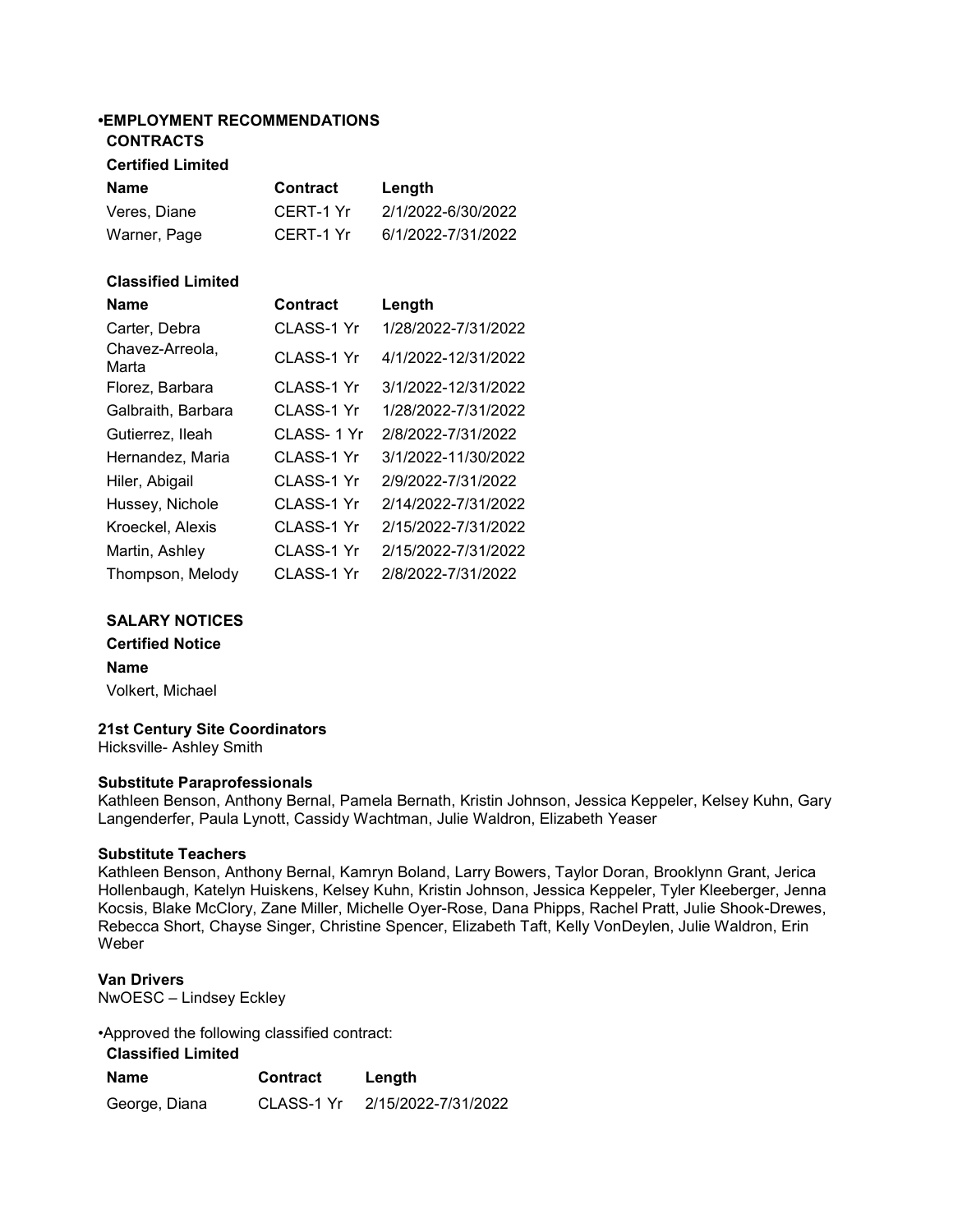**•EMPLOYMENT RECOMMENDATIONS**

**CONTRACTS**

**Certified Limited**

| Name | Contract | Length |
|---|---|---|
| Veres, Diane | CERT-1 Yr | 2/1/2022-6/30/2022 |
| Warner, Page | CERT-1 Yr | 6/1/2022-7/31/2022 |

**Classified Limited**

| Name | Contract | Length |
|---|---|---|
| Carter, Debra | CLASS-1 Yr | 1/28/2022-7/31/2022 |
| Chavez-Arreola, Marta | CLASS-1 Yr | 4/1/2022-12/31/2022 |
| Florez, Barbara | CLASS-1 Yr | 3/1/2022-12/31/2022 |
| Galbraith, Barbara | CLASS-1 Yr | 1/28/2022-7/31/2022 |
| Gutierrez, Ileah | CLASS- 1 Yr | 2/8/2022-7/31/2022 |
| Hernandez, Maria | CLASS-1 Yr | 3/1/2022-11/30/2022 |
| Hiler, Abigail | CLASS-1 Yr | 2/9/2022-7/31/2022 |
| Hussey, Nichole | CLASS-1 Yr | 2/14/2022-7/31/2022 |
| Kroeckel, Alexis | CLASS-1 Yr | 2/15/2022-7/31/2022 |
| Martin, Ashley | CLASS-1 Yr | 2/15/2022-7/31/2022 |
| Thompson, Melody | CLASS-1 Yr | 2/8/2022-7/31/2022 |

**SALARY NOTICES**

**Certified Notice**

**Name**

Volkert, Michael

**21st Century Site Coordinators**

Hicksville- Ashley Smith

**Substitute Paraprofessionals**

Kathleen Benson, Anthony Bernal, Pamela Bernath, Kristin Johnson, Jessica Keppeler, Kelsey Kuhn, Gary Langenderfer, Paula Lynott, Cassidy Wachtman, Julie Waldron, Elizabeth Yeaser

**Substitute Teachers**

Kathleen Benson, Anthony Bernal, Kamryn Boland, Larry Bowers, Taylor Doran, Brooklynn Grant, Jerica Hollenbaugh, Katelyn Huiskens, Kelsey Kuhn, Kristin Johnson, Jessica Keppeler, Tyler Kleeberger, Jenna Kocsis, Blake McClory, Zane Miller, Michelle Oyer-Rose, Dana Phipps, Rachel Pratt, Julie Shook-Drewes, Rebecca Short, Chayse Singer, Christine Spencer, Elizabeth Taft, Kelly VonDeylen, Julie Waldron, Erin Weber

**Van Drivers**

NwOESC – Lindsey Eckley

•Approved the following classified contract:

**Classified Limited**

| Name | Contract | Length |
|---|---|---|
| George, Diana | CLASS-1 Yr | 2/15/2022-7/31/2022 |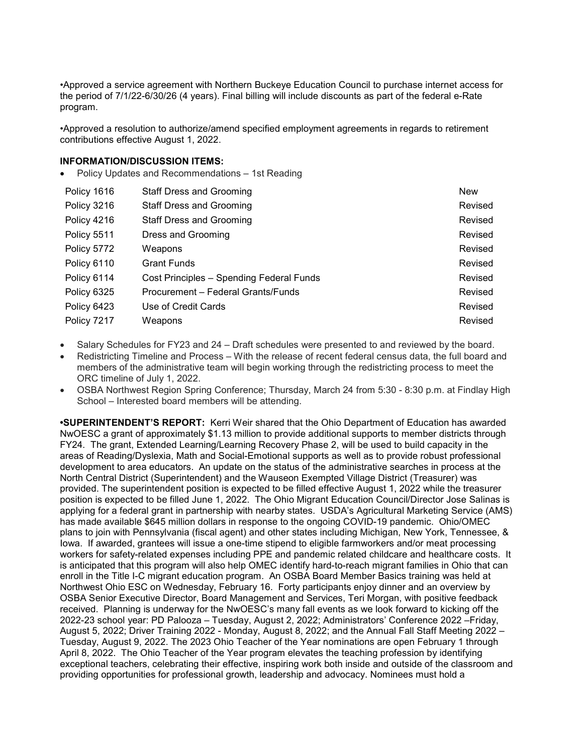•Approved a service agreement with Northern Buckeye Education Council to purchase internet access for the period of 7/1/22-6/30/26 (4 years). Final billing will include discounts as part of the federal e-Rate program.

•Approved a resolution to authorize/amend specified employment agreements in regards to retirement contributions effective August 1, 2022.

**INFORMATION/DISCUSSION ITEMS:**

- Policy Updates and Recommendations – 1st Reading

| | | |
|---|---|---|
| Policy 1616 | Staff Dress and Grooming | New |
| Policy 3216 | Staff Dress and Grooming | Revised |
| Policy 4216 | Staff Dress and Grooming | Revised |
| Policy 5511 | Dress and Grooming | Revised |
| Policy 5772 | Weapons | Revised |
| Policy 6110 | Grant Funds | Revised |
| Policy 6114 | Cost Principles – Spending Federal Funds | Revised |
| Policy 6325 | Procurement – Federal Grants/Funds | Revised |
| Policy 6423 | Use of Credit Cards | Revised |
| Policy 7217 | Weapons | Revised |

- Salary Schedules for FY23 and 24 – Draft schedules were presented to and reviewed by the board.
- Redistricting Timeline and Process – With the release of recent federal census data, the full board and members of the administrative team will begin working through the redistricting process to meet the ORC timeline of July 1, 2022.
- OSBA Northwest Region Spring Conference; Thursday, March 24 from 5:30 - 8:30 p.m. at Findlay High School – Interested board members will be attending.

**•SUPERINTENDENT'S REPORT:** Kerri Weir shared that the Ohio Department of Education has awarded NwOESC a grant of approximately $1.13 million to provide additional supports to member districts through FY24. The grant, Extended Learning/Learning Recovery Phase 2, will be used to build capacity in the areas of Reading/Dyslexia, Math and Social-Emotional supports as well as to provide robust professional development to area educators. An update on the status of the administrative searches in process at the North Central District (Superintendent) and the Wauseon Exempted Village District (Treasurer) was provided. The superintendent position is expected to be filled effective August 1, 2022 while the treasurer position is expected to be filled June 1, 2022. The Ohio Migrant Education Council/Director Jose Salinas is applying for a federal grant in partnership with nearby states. USDA's Agricultural Marketing Service (AMS) has made available $645 million dollars in response to the ongoing COVID-19 pandemic. Ohio/OMEC plans to join with Pennsylvania (fiscal agent) and other states including Michigan, New York, Tennessee, & Iowa. If awarded, grantees will issue a one-time stipend to eligible farmworkers and/or meat processing workers for safety-related expenses including PPE and pandemic related childcare and healthcare costs. It is anticipated that this program will also help OMEC identify hard-to-reach migrant families in Ohio that can enroll in the Title I-C migrant education program. An OSBA Board Member Basics training was held at Northwest Ohio ESC on Wednesday, February 16. Forty participants enjoy dinner and an overview by OSBA Senior Executive Director, Board Management and Services, Teri Morgan, with positive feedback received. Planning is underway for the NwOESC's many fall events as we look forward to kicking off the 2022-23 school year: PD Palooza – Tuesday, August 2, 2022; Administrators' Conference 2022 –Friday, August 5, 2022; Driver Training 2022 - Monday, August 8, 2022; and the Annual Fall Staff Meeting 2022 – Tuesday, August 9, 2022. The 2023 Ohio Teacher of the Year nominations are open February 1 through April 8, 2022. The Ohio Teacher of the Year program elevates the teaching profession by identifying exceptional teachers, celebrating their effective, inspiring work both inside and outside of the classroom and providing opportunities for professional growth, leadership and advocacy. Nominees must hold a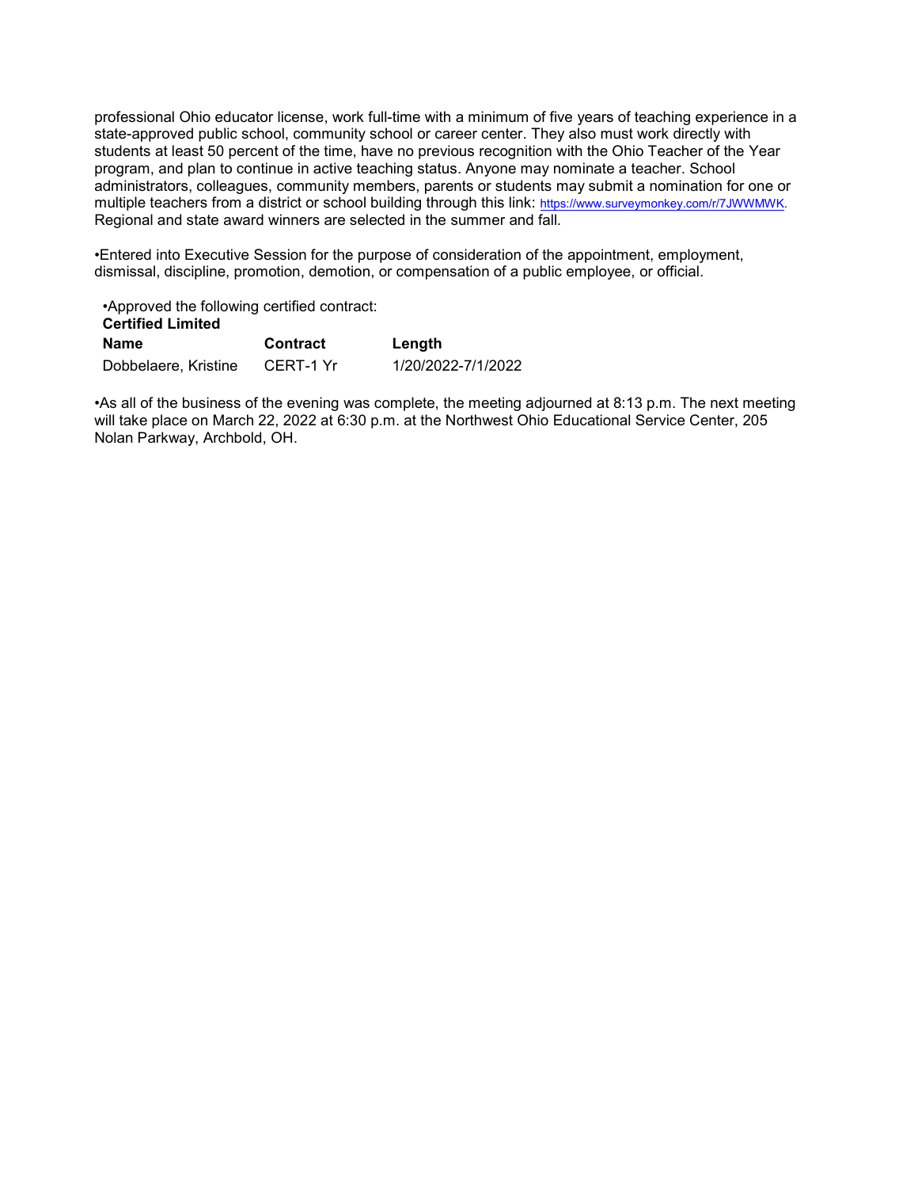professional Ohio educator license, work full-time with a minimum of five years of teaching experience in a state-approved public school, community school or career center. They also must work directly with students at least 50 percent of the time, have no previous recognition with the Ohio Teacher of the Year program, and plan to continue in active teaching status. Anyone may nominate a teacher. School administrators, colleagues, community members, parents or students may submit a nomination for one or multiple teachers from a district or school building through this link: https://www.surveymonkey.com/r/7JWWMWK. Regional and state award winners are selected in the summer and fall.

•Entered into Executive Session for the purpose of consideration of the appointment, employment, dismissal, discipline, promotion, demotion, or compensation of a public employee, or official.

•Approved the following certified contract:

**Certified Limited**

| **Name** | **Contract** | **Length** |
|---|---|---|
| Dobbelaere, Kristine | CERT-1 Yr | 1/20/2022-7/1/2022 |

•As all of the business of the evening was complete, the meeting adjourned at 8:13 p.m. The next meeting will take place on March 22, 2022 at 6:30 p.m. at the Northwest Ohio Educational Service Center, 205 Nolan Parkway, Archbold, OH.